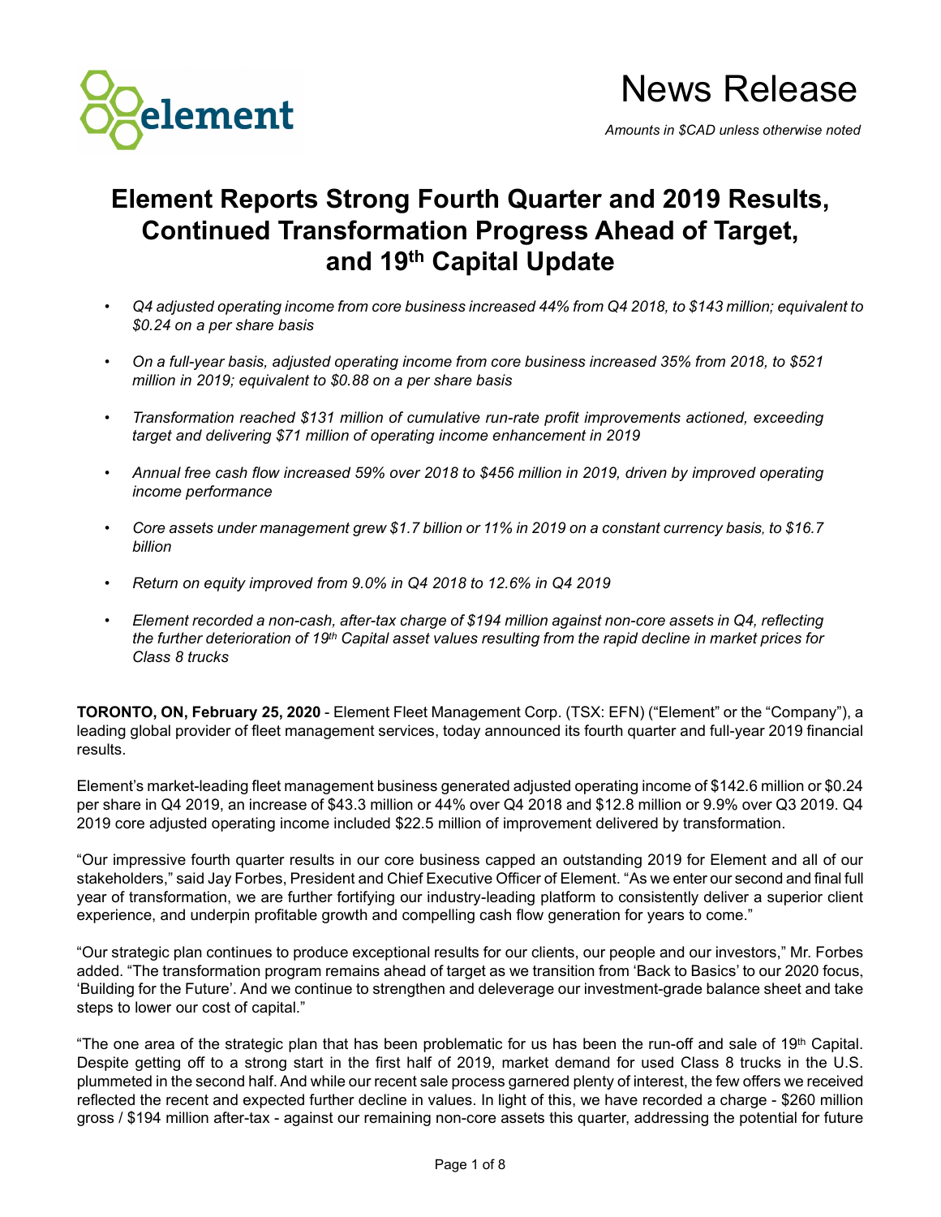# News Release

*Amounts in $CAD unless otherwise noted*

# Element Reports Strong Fourth Quarter and 2019 Results, Continued Transformation Progress Ahead of Target, and 19th Capital Update

- *Q4 adjusted operating income from core business increased 44% from Q4 2018, to $143 million; equivalent to $0.24 on a per share basis*
- *On a full-year basis, adjusted operating income from core business increased 35% from 2018, to $521 million in 2019; equivalent to $0.88 on a per share basis*
- *Transformation reached $131 million of cumulative run-rate profit improvements actioned, exceeding target and delivering $71 million of operating income enhancement in 2019*
- *Annual free cash flow increased 59% over 2018 to $456 million in 2019, driven by improved operating income performance*
- *Core assets under management grew $1.7 billion or 11% in 2019 on a constant currency basis, to $16.7 billion*
- *Return on equity improved from 9.0% in Q4 2018 to 12.6% in Q4 2019*
- *Element recorded a non-cash, after-tax charge of $194 million against non-core assets in Q4, reflecting the further deterioration of 19th Capital asset values resulting from the rapid decline in market prices for Class 8 trucks*

**TORONTO, ON, February 25, 2020** - Element Fleet Management Corp. (TSX: EFN) ("Element" or the "Company"), a leading global provider of fleet management services, today announced its fourth quarter and full-year 2019 financial results.

Element's market-leading fleet management business generated adjusted operating income of $142.6 million or $0.24 per share in Q4 2019, an increase of $43.3 million or 44% over Q4 2018 and $12.8 million or 9.9% over Q3 2019. Q4 2019 core adjusted operating income included $22.5 million of improvement delivered by transformation.

"Our impressive fourth quarter results in our core business capped an outstanding 2019 for Element and all of our stakeholders," said Jay Forbes, President and Chief Executive Officer of Element. "As we enter our second and final full year of transformation, we are further fortifying our industry-leading platform to consistently deliver a superior client experience, and underpin profitable growth and compelling cash flow generation for years to come."

"Our strategic plan continues to produce exceptional results for our clients, our people and our investors," Mr. Forbes added. "The transformation program remains ahead of target as we transition from 'Back to Basics' to our 2020 focus, 'Building for the Future'. And we continue to strengthen and deleverage our investment-grade balance sheet and take steps to lower our cost of capital."

"The one area of the strategic plan that has been problematic for us has been the run-off and sale of 19th Capital. Despite getting off to a strong start in the first half of 2019, market demand for used Class 8 trucks in the U.S. plummeted in the second half. And while our recent sale process garnered plenty of interest, the few offers we received reflected the recent and expected further decline in values. In light of this, we have recorded a charge - $260 million gross / $194 million after-tax - against our remaining non-core assets this quarter, addressing the potential for future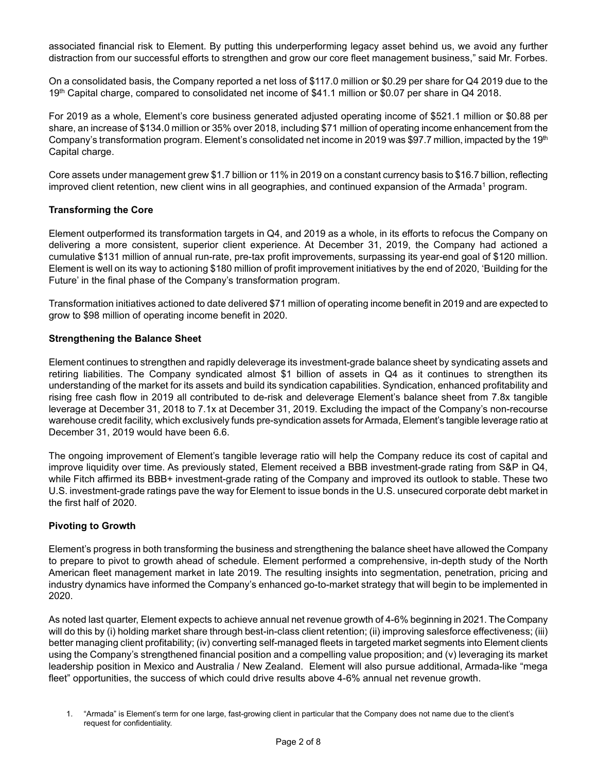associated financial risk to Element. By putting this underperforming legacy asset behind us, we avoid any further distraction from our successful efforts to strengthen and grow our core fleet management business," said Mr. Forbes.

On a consolidated basis, the Company reported a net loss of $117.0 million or $0.29 per share for Q4 2019 due to the 19th Capital charge, compared to consolidated net income of $41.1 million or $0.07 per share in Q4 2018.

For 2019 as a whole, Element's core business generated adjusted operating income of $521.1 million or $0.88 per share, an increase of $134.0 million or 35% over 2018, including $71 million of operating income enhancement from the Company's transformation program. Element's consolidated net income in 2019 was $97.7 million, impacted by the 19th Capital charge.

Core assets under management grew $1.7 billion or 11% in 2019 on a constant currency basis to $16.7 billion, reflecting improved client retention, new client wins in all geographies, and continued expansion of the Armada[1] program.

**Transforming the Core**

Element outperformed its transformation targets in Q4, and 2019 as a whole, in its efforts to refocus the Company on delivering a more consistent, superior client experience. At December 31, 2019, the Company had actioned a cumulative $131 million of annual run-rate, pre-tax profit improvements, surpassing its year-end goal of $120 million. Element is well on its way to actioning $180 million of profit improvement initiatives by the end of 2020, 'Building for the Future' in the final phase of the Company's transformation program.

Transformation initiatives actioned to date delivered $71 million of operating income benefit in 2019 and are expected to grow to $98 million of operating income benefit in 2020.

**Strengthening the Balance Sheet**

Element continues to strengthen and rapidly deleverage its investment-grade balance sheet by syndicating assets and retiring liabilities. The Company syndicated almost $1 billion of assets in Q4 as it continues to strengthen its understanding of the market for its assets and build its syndication capabilities. Syndication, enhanced profitability and rising free cash flow in 2019 all contributed to de-risk and deleverage Element's balance sheet from 7.8x tangible leverage at December 31, 2018 to 7.1x at December 31, 2019. Excluding the impact of the Company's non-recourse warehouse credit facility, which exclusively funds pre-syndication assets for Armada, Element's tangible leverage ratio at December 31, 2019 would have been 6.6.

The ongoing improvement of Element's tangible leverage ratio will help the Company reduce its cost of capital and improve liquidity over time. As previously stated, Element received a BBB investment-grade rating from S&P in Q4, while Fitch affirmed its BBB+ investment-grade rating of the Company and improved its outlook to stable. These two U.S. investment-grade ratings pave the way for Element to issue bonds in the U.S. unsecured corporate debt market in the first half of 2020.

**Pivoting to Growth**

Element's progress in both transforming the business and strengthening the balance sheet have allowed the Company to prepare to pivot to growth ahead of schedule. Element performed a comprehensive, in-depth study of the North American fleet management market in late 2019. The resulting insights into segmentation, penetration, pricing and industry dynamics have informed the Company's enhanced go-to-market strategy that will begin to be implemented in 2020.

As noted last quarter, Element expects to achieve annual net revenue growth of 4-6% beginning in 2021. The Company will do this by (i) holding market share through best-in-class client retention; (ii) improving salesforce effectiveness; (iii) better managing client profitability; (iv) converting self-managed fleets in targeted market segments into Element clients using the Company's strengthened financial position and a compelling value proposition; and (v) leveraging its market leadership position in Mexico and Australia / New Zealand. Element will also pursue additional, Armada-like "mega fleet" opportunities, the success of which could drive results above 4-6% annual net revenue growth.

1. "Armada" is Element's term for one large, fast-growing client in particular that the Company does not name due to the client's request for confidentiality.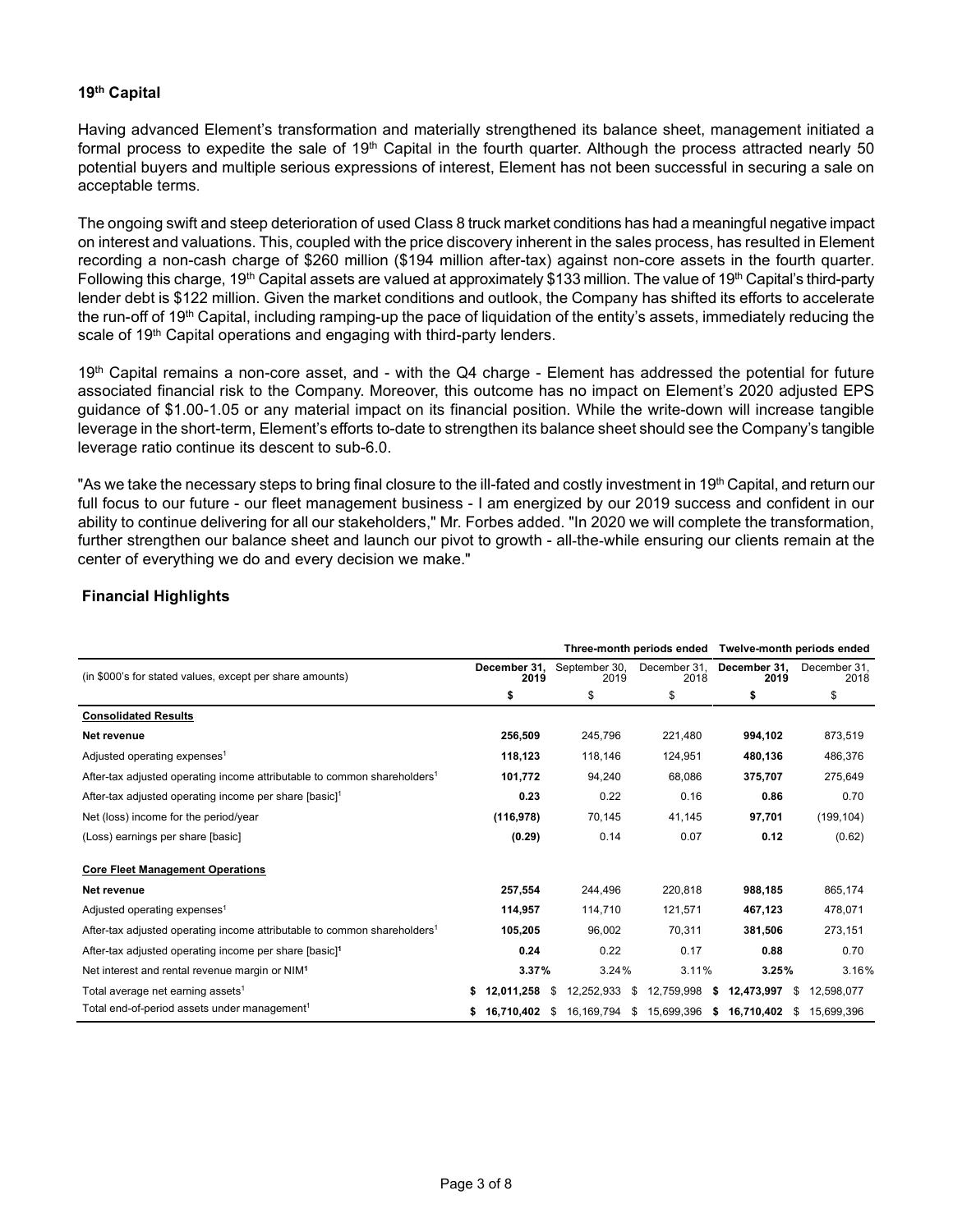### 19th Capital

Having advanced Element's transformation and materially strengthened its balance sheet, management initiated a formal process to expedite the sale of 19th Capital in the fourth quarter. Although the process attracted nearly 50 potential buyers and multiple serious expressions of interest, Element has not been successful in securing a sale on acceptable terms.

The ongoing swift and steep deterioration of used Class 8 truck market conditions has had a meaningful negative impact on interest and valuations. This, coupled with the price discovery inherent in the sales process, has resulted in Element recording a non-cash charge of $260 million ($194 million after-tax) against non-core assets in the fourth quarter. Following this charge, 19th Capital assets are valued at approximately $133 million. The value of 19th Capital's third-party lender debt is $122 million. Given the market conditions and outlook, the Company has shifted its efforts to accelerate the run-off of 19th Capital, including ramping-up the pace of liquidation of the entity's assets, immediately reducing the scale of 19th Capital operations and engaging with third-party lenders.

19th Capital remains a non-core asset, and - with the Q4 charge - Element has addressed the potential for future associated financial risk to the Company. Moreover, this outcome has no impact on Element's 2020 adjusted EPS guidance of $1.00-1.05 or any material impact on its financial position. While the write-down will increase tangible leverage in the short-term, Element's efforts to-date to strengthen its balance sheet should see the Company's tangible leverage ratio continue its descent to sub-6.0.

"As we take the necessary steps to bring final closure to the ill-fated and costly investment in 19th Capital, and return our full focus to our future - our fleet management business - I am energized by our 2019 success and confident in our ability to continue delivering for all our stakeholders," Mr. Forbes added. "In 2020 we will complete the transformation, further strengthen our balance sheet and launch our pivot to growth - all-the-while ensuring our clients remain at the center of everything we do and every decision we make."

### Financial Highlights

| | Three-month periods ended | | | Twelve-month periods ended | |
|---|---|---|---|---|---|
| (in $000's for stated values, except per share amounts) | **December 31, 2019** | September 30, 2019 | December 31, 2018 | **December 31, 2019** | December 31, 2018 |
| | **$** | $ | $ | **$** | $ |
| **Consolidated Results** | | | | | |
| **Net revenue** | **256,509** | 245,796 | 221,480 | **994,102** | 873,519 |
| Adjusted operating expenses[1] | **118,123** | 118,146 | 124,951 | **480,136** | 486,376 |
| After-tax adjusted operating income attributable to common shareholders[1] | **101,772** | 94,240 | 68,086 | **375,707** | 275,649 |
| After-tax adjusted operating income per share [basic][1] | **0.23** | 0.22 | 0.16 | **0.86** | 0.70 |
| Net (loss) income for the period/year | **(116,978)** | 70,145 | 41,145 | **97,701** | (199,104) |
| (Loss) earnings per share [basic] | **(0.29)** | 0.14 | 0.07 | **0.12** | (0.62) |
| **Core Fleet Management Operations** | | | | | |
| **Net revenue** | **257,554** | 244,496 | 220,818 | **988,185** | 865,174 |
| Adjusted operating expenses[1] | **114,957** | 114,710 | 121,571 | **467,123** | 478,071 |
| After-tax adjusted operating income attributable to common shareholders[1] | **105,205** | 96,002 | 70,311 | **381,506** | 273,151 |
| After-tax adjusted operating income per share [basic][1] | **0.24** | 0.22 | 0.17 | **0.88** | 0.70 |
| Net interest and rental revenue margin or NIM[1] | **3.37%** | 3.24% | 3.11% | **3.25%** | 3.16% |
| Total average net earning assets[1] | **$ 12,011,258** | $ 12,252,933 | $ 12,759,998 | **$ 12,473,997** | $ 12,598,077 |
| Total end-of-period assets under management[1] | **$ 16,710,402** | $ 16,169,794 | $ 15,699,396 | **$ 16,710,402** | $ 15,699,396 |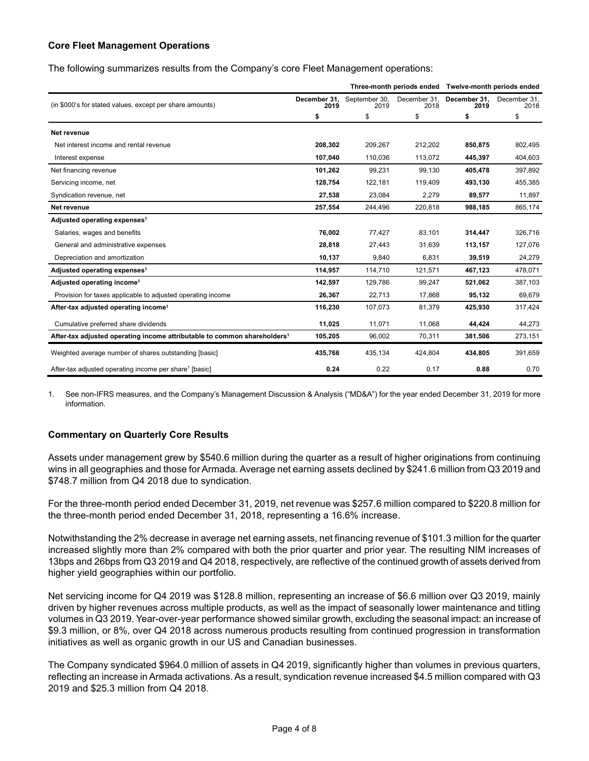### Core Fleet Management Operations

The following summarizes results from the Company's core Fleet Management operations:

| (in $000's for stated values, except per share amounts) | Three-month periods ended | | | Twelve-month periods ended | |
|---|---|---|---|---|---|
| | **December 31, 2019** | September 30, 2019 | December 31, 2018 | **December 31, 2019** | December 31, 2018 |
| | **$** | $ | $ | **$** | $ |
| **Net revenue** | | | | | |
| Net interest income and rental revenue | **208,302** | 209,267 | 212,202 | **850,875** | 802,495 |
| Interest expense | **107,040** | 110,036 | 113,072 | **445,397** | 404,603 |
| Net financing revenue | **101,262** | 99,231 | 99,130 | **405,478** | 397,892 |
| Servicing income, net | **128,754** | 122,181 | 119,409 | **493,130** | 455,385 |
| Syndication revenue, net | **27,538** | 23,084 | 2,279 | **89,577** | 11,897 |
| **Net revenue** | **257,554** | 244,496 | 220,818 | **988,185** | 865,174 |
| **Adjusted operating expenses[1]** | | | | | |
| Salaries, wages and benefits | **76,002** | 77,427 | 83,101 | **314,447** | 326,716 |
| General and administrative expenses | **28,818** | 27,443 | 31,639 | **113,157** | 127,076 |
| Depreciation and amortization | **10,137** | 9,840 | 6,831 | **39,519** | 24,279 |
| **Adjusted operating expenses[1]** | **114,957** | 114,710 | 121,571 | **467,123** | 478,071 |
| **Adjusted operating income[1]** | **142,597** | 129,786 | 99,247 | **521,062** | 387,103 |
| Provision for taxes applicable to adjusted operating income | **26,367** | 22,713 | 17,868 | **95,132** | 69,679 |
| **After-tax adjusted operating income[1]** | **116,230** | 107,073 | 81,379 | **425,930** | 317,424 |
| Cumulative preferred share dividends | **11,025** | 11,071 | 11,068 | **44,424** | 44,273 |
| **After-tax adjusted operating income attributable to common shareholders[1]** | **105,205** | 96,002 | 70,311 | **381,506** | 273,151 |
| Weighted average number of shares outstanding [basic] | **435,766** | 435,134 | 424,804 | **434,805** | 391,659 |
| After-tax adjusted operating income per share[1] [basic] | **0.24** | 0.22 | 0.17 | **0.88** | 0.70 |

1. See non-IFRS measures, and the Company's Management Discussion & Analysis ("MD&A") for the year ended December 31, 2019 for more information.

### Commentary on Quarterly Core Results

Assets under management grew by $540.6 million during the quarter as a result of higher originations from continuing wins in all geographies and those for Armada. Average net earning assets declined by $241.6 million from Q3 2019 and $748.7 million from Q4 2018 due to syndication.

For the three-month period ended December 31, 2019, net revenue was $257.6 million compared to $220.8 million for the three-month period ended December 31, 2018, representing a 16.6% increase.

Notwithstanding the 2% decrease in average net earning assets, net financing revenue of $101.3 million for the quarter increased slightly more than 2% compared with both the prior quarter and prior year. The resulting NIM increases of 13bps and 26bps from Q3 2019 and Q4 2018, respectively, are reflective of the continued growth of assets derived from higher yield geographies within our portfolio.

Net servicing income for Q4 2019 was $128.8 million, representing an increase of $6.6 million over Q3 2019, mainly driven by higher revenues across multiple products, as well as the impact of seasonally lower maintenance and titling volumes in Q3 2019. Year-over-year performance showed similar growth, excluding the seasonal impact: an increase of $9.3 million, or 8%, over Q4 2018 across numerous products resulting from continued progression in transformation initiatives as well as organic growth in our US and Canadian businesses.

The Company syndicated $964.0 million of assets in Q4 2019, significantly higher than volumes in previous quarters, reflecting an increase in Armada activations. As a result, syndication revenue increased $4.5 million compared with Q3 2019 and $25.3 million from Q4 2018.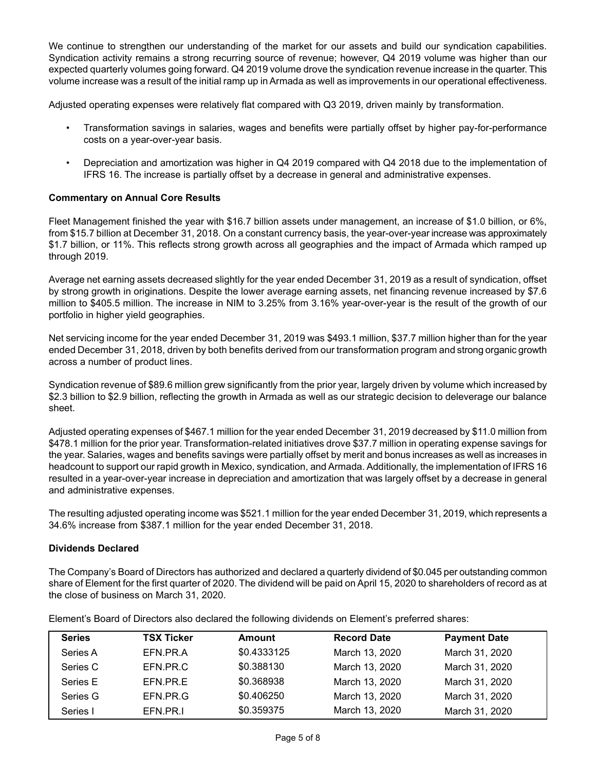We continue to strengthen our understanding of the market for our assets and build our syndication capabilities. Syndication activity remains a strong recurring source of revenue; however, Q4 2019 volume was higher than our expected quarterly volumes going forward. Q4 2019 volume drove the syndication revenue increase in the quarter. This volume increase was a result of the initial ramp up in Armada as well as improvements in our operational effectiveness.

Adjusted operating expenses were relatively flat compared with Q3 2019, driven mainly by transformation.

- Transformation savings in salaries, wages and benefits were partially offset by higher pay-for-performance costs on a year-over-year basis.
- Depreciation and amortization was higher in Q4 2019 compared with Q4 2018 due to the implementation of IFRS 16. The increase is partially offset by a decrease in general and administrative expenses.

**Commentary on Annual Core Results**

Fleet Management finished the year with $16.7 billion assets under management, an increase of $1.0 billion, or 6%, from $15.7 billion at December 31, 2018. On a constant currency basis, the year-over-year increase was approximately $1.7 billion, or 11%. This reflects strong growth across all geographies and the impact of Armada which ramped up through 2019.

Average net earning assets decreased slightly for the year ended December 31, 2019 as a result of syndication, offset by strong growth in originations. Despite the lower average earning assets, net financing revenue increased by $7.6 million to $405.5 million. The increase in NIM to 3.25% from 3.16% year-over-year is the result of the growth of our portfolio in higher yield geographies.

Net servicing income for the year ended December 31, 2019 was $493.1 million, $37.7 million higher than for the year ended December 31, 2018, driven by both benefits derived from our transformation program and strong organic growth across a number of product lines.

Syndication revenue of $89.6 million grew significantly from the prior year, largely driven by volume which increased by $2.3 billion to $2.9 billion, reflecting the growth in Armada as well as our strategic decision to deleverage our balance sheet.

Adjusted operating expenses of $467.1 million for the year ended December 31, 2019 decreased by $11.0 million from $478.1 million for the prior year. Transformation-related initiatives drove $37.7 million in operating expense savings for the year. Salaries, wages and benefits savings were partially offset by merit and bonus increases as well as increases in headcount to support our rapid growth in Mexico, syndication, and Armada. Additionally, the implementation of IFRS 16 resulted in a year-over-year increase in depreciation and amortization that was largely offset by a decrease in general and administrative expenses.

The resulting adjusted operating income was $521.1 million for the year ended December 31, 2019, which represents a 34.6% increase from $387.1 million for the year ended December 31, 2018.

**Dividends Declared**

The Company's Board of Directors has authorized and declared a quarterly dividend of $0.045 per outstanding common share of Element for the first quarter of 2020. The dividend will be paid on April 15, 2020 to shareholders of record as at the close of business on March 31, 2020.

Element's Board of Directors also declared the following dividends on Element's preferred shares:

| Series | TSX Ticker | Amount | Record Date | Payment Date |
|---|---|---|---|---|
| Series A | EFN.PR.A | $0.4333125 | March 13, 2020 | March 31, 2020 |
| Series C | EFN.PR.C | $0.388130 | March 13, 2020 | March 31, 2020 |
| Series E | EFN.PR.E | $0.368938 | March 13, 2020 | March 31, 2020 |
| Series G | EFN.PR.G | $0.406250 | March 13, 2020 | March 31, 2020 |
| Series I | EFN.PR.I | $0.359375 | March 13, 2020 | March 31, 2020 |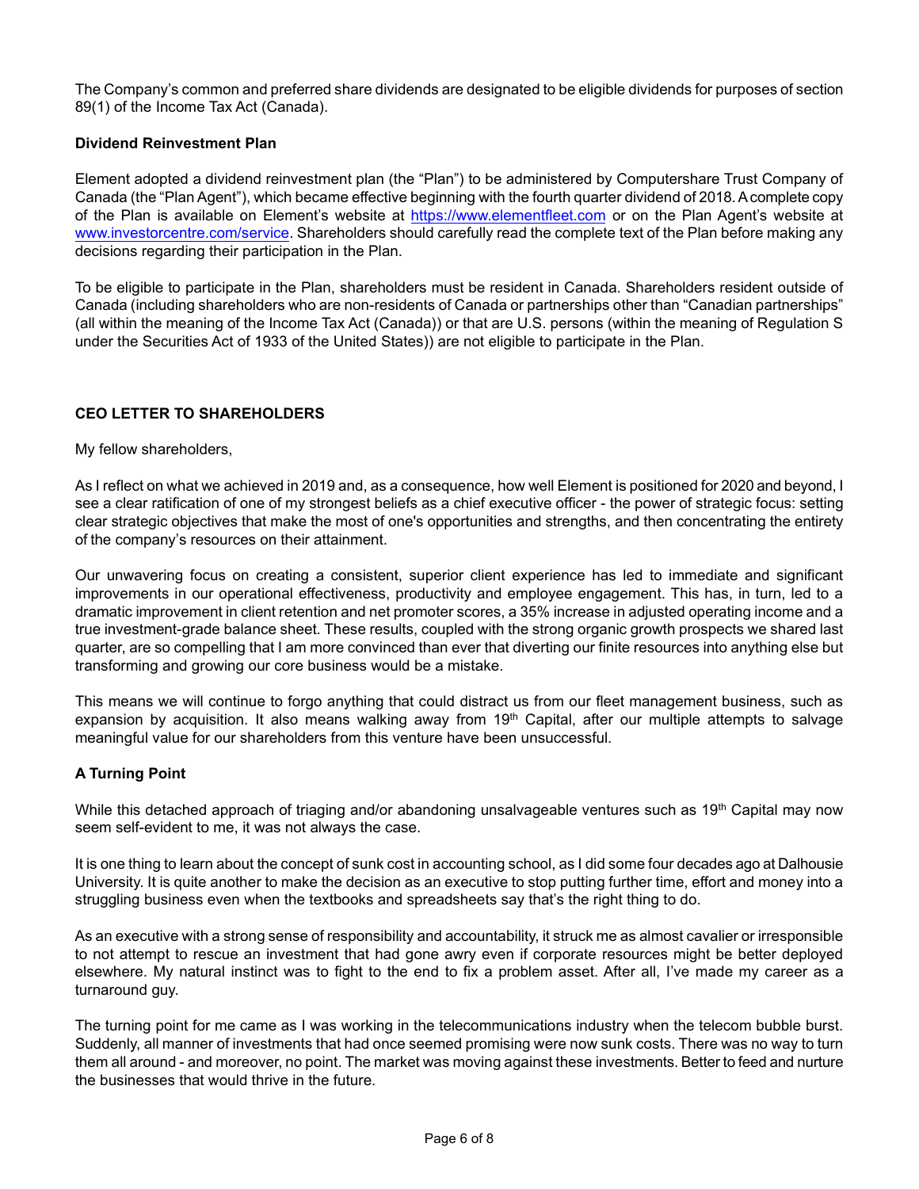The Company's common and preferred share dividends are designated to be eligible dividends for purposes of section 89(1) of the Income Tax Act (Canada).

### Dividend Reinvestment Plan

Element adopted a dividend reinvestment plan (the "Plan") to be administered by Computershare Trust Company of Canada (the "Plan Agent"), which became effective beginning with the fourth quarter dividend of 2018. A complete copy of the Plan is available on Element's website at https://www.elementfleet.com or on the Plan Agent's website at www.investorcentre.com/service. Shareholders should carefully read the complete text of the Plan before making any decisions regarding their participation in the Plan.

To be eligible to participate in the Plan, shareholders must be resident in Canada. Shareholders resident outside of Canada (including shareholders who are non-residents of Canada or partnerships other than "Canadian partnerships" (all within the meaning of the Income Tax Act (Canada)) or that are U.S. persons (within the meaning of Regulation S under the Securities Act of 1933 of the United States)) are not eligible to participate in the Plan.

## CEO LETTER TO SHAREHOLDERS

My fellow shareholders,

As I reflect on what we achieved in 2019 and, as a consequence, how well Element is positioned for 2020 and beyond, I see a clear ratification of one of my strongest beliefs as a chief executive officer - the power of strategic focus: setting clear strategic objectives that make the most of one's opportunities and strengths, and then concentrating the entirety of the company's resources on their attainment.

Our unwavering focus on creating a consistent, superior client experience has led to immediate and significant improvements in our operational effectiveness, productivity and employee engagement. This has, in turn, led to a dramatic improvement in client retention and net promoter scores, a 35% increase in adjusted operating income and a true investment-grade balance sheet. These results, coupled with the strong organic growth prospects we shared last quarter, are so compelling that I am more convinced than ever that diverting our finite resources into anything else but transforming and growing our core business would be a mistake.

This means we will continue to forgo anything that could distract us from our fleet management business, such as expansion by acquisition. It also means walking away from 19th Capital, after our multiple attempts to salvage meaningful value for our shareholders from this venture have been unsuccessful.

### A Turning Point

While this detached approach of triaging and/or abandoning unsalvageable ventures such as 19th Capital may now seem self-evident to me, it was not always the case.

It is one thing to learn about the concept of sunk cost in accounting school, as I did some four decades ago at Dalhousie University. It is quite another to make the decision as an executive to stop putting further time, effort and money into a struggling business even when the textbooks and spreadsheets say that's the right thing to do.

As an executive with a strong sense of responsibility and accountability, it struck me as almost cavalier or irresponsible to not attempt to rescue an investment that had gone awry even if corporate resources might be better deployed elsewhere. My natural instinct was to fight to the end to fix a problem asset. After all, I've made my career as a turnaround guy.

The turning point for me came as I was working in the telecommunications industry when the telecom bubble burst. Suddenly, all manner of investments that had once seemed promising were now sunk costs. There was no way to turn them all around - and moreover, no point. The market was moving against these investments. Better to feed and nurture the businesses that would thrive in the future.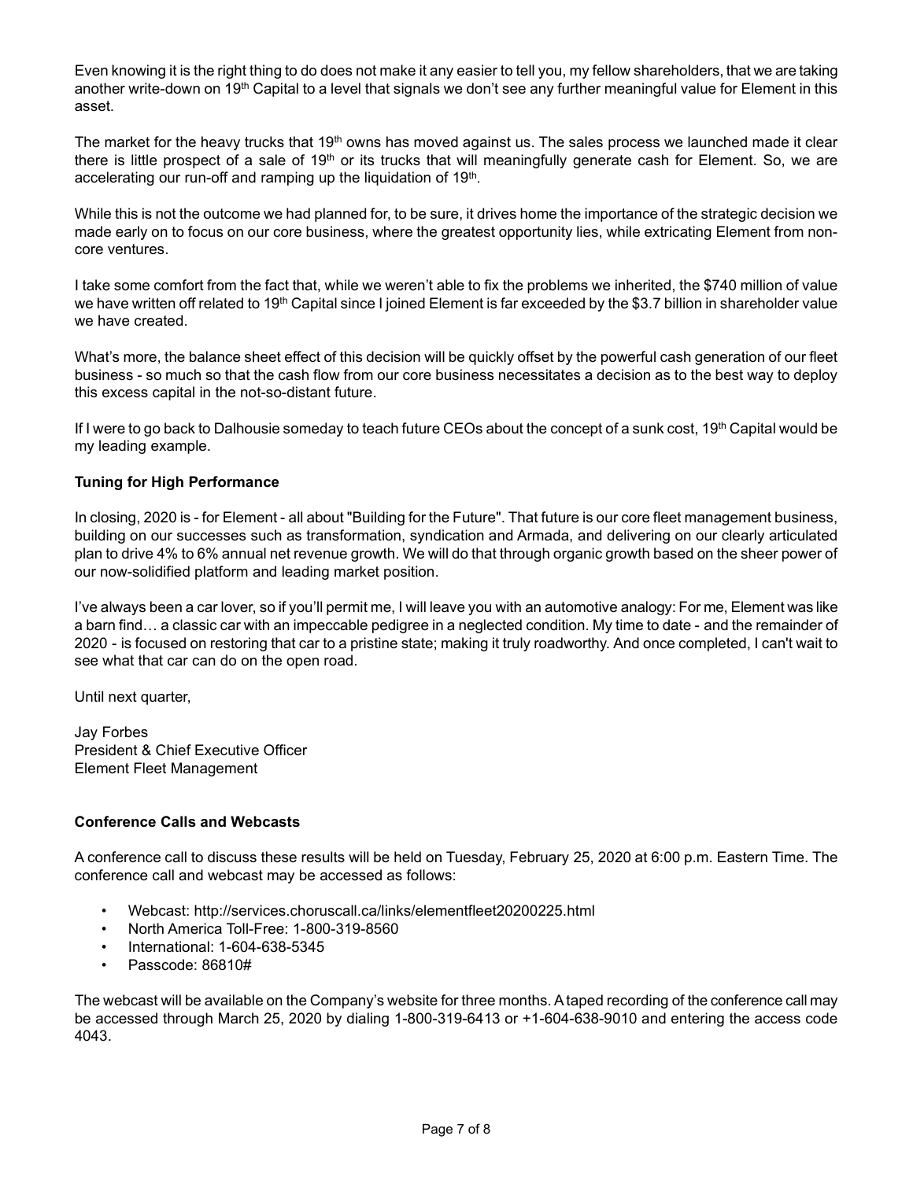Even knowing it is the right thing to do does not make it any easier to tell you, my fellow shareholders, that we are taking another write-down on 19th Capital to a level that signals we don't see any further meaningful value for Element in this asset.

The market for the heavy trucks that 19th owns has moved against us. The sales process we launched made it clear there is little prospect of a sale of 19th or its trucks that will meaningfully generate cash for Element. So, we are accelerating our run-off and ramping up the liquidation of 19th.

While this is not the outcome we had planned for, to be sure, it drives home the importance of the strategic decision we made early on to focus on our core business, where the greatest opportunity lies, while extricating Element from non-core ventures.

I take some comfort from the fact that, while we weren't able to fix the problems we inherited, the $740 million of value we have written off related to 19th Capital since I joined Element is far exceeded by the $3.7 billion in shareholder value we have created.

What's more, the balance sheet effect of this decision will be quickly offset by the powerful cash generation of our fleet business - so much so that the cash flow from our core business necessitates a decision as to the best way to deploy this excess capital in the not-so-distant future.

If I were to go back to Dalhousie someday to teach future CEOs about the concept of a sunk cost, 19th Capital would be my leading example.

**Tuning for High Performance**

In closing, 2020 is - for Element - all about "Building for the Future". That future is our core fleet management business, building on our successes such as transformation, syndication and Armada, and delivering on our clearly articulated plan to drive 4% to 6% annual net revenue growth. We will do that through organic growth based on the sheer power of our now-solidified platform and leading market position.

I've always been a car lover, so if you'll permit me, I will leave you with an automotive analogy: For me, Element was like a barn find… a classic car with an impeccable pedigree in a neglected condition. My time to date - and the remainder of 2020 - is focused on restoring that car to a pristine state; making it truly roadworthy. And once completed, I can't wait to see what that car can do on the open road.

Until next quarter,

Jay Forbes
President & Chief Executive Officer
Element Fleet Management

**Conference Calls and Webcasts**

A conference call to discuss these results will be held on Tuesday, February 25, 2020 at 6:00 p.m. Eastern Time. The conference call and webcast may be accessed as follows:

- Webcast: http://services.choruscall.ca/links/elementfleet20200225.html
- North America Toll-Free: 1-800-319-8560
- International: 1-604-638-5345
- Passcode: 86810#

The webcast will be available on the Company's website for three months. A taped recording of the conference call may be accessed through March 25, 2020 by dialing 1-800-319-6413 or +1-604-638-9010 and entering the access code 4043.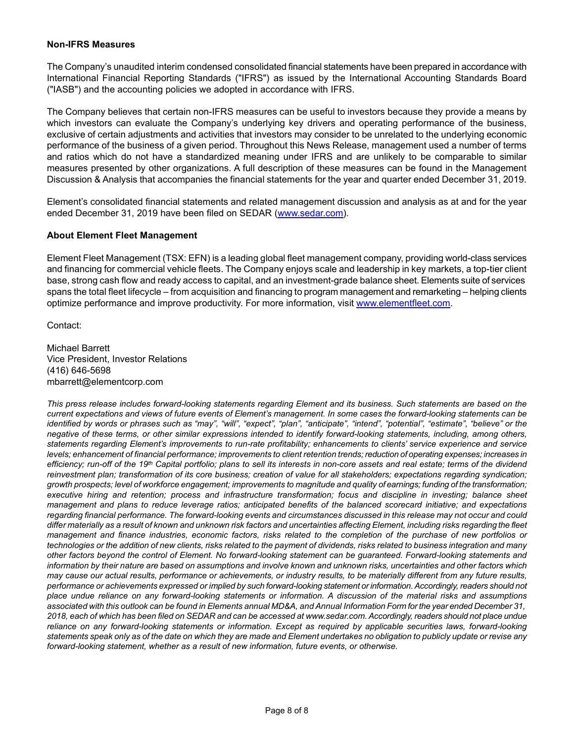**Non-IFRS Measures**

The Company's unaudited interim condensed consolidated financial statements have been prepared in accordance with International Financial Reporting Standards ("IFRS") as issued by the International Accounting Standards Board ("IASB") and the accounting policies we adopted in accordance with IFRS.

The Company believes that certain non-IFRS measures can be useful to investors because they provide a means by which investors can evaluate the Company's underlying key drivers and operating performance of the business, exclusive of certain adjustments and activities that investors may consider to be unrelated to the underlying economic performance of the business of a given period. Throughout this News Release, management used a number of terms and ratios which do not have a standardized meaning under IFRS and are unlikely to be comparable to similar measures presented by other organizations. A full description of these measures can be found in the Management Discussion & Analysis that accompanies the financial statements for the year and quarter ended December 31, 2019.

Element's consolidated financial statements and related management discussion and analysis as at and for the year ended December 31, 2019 have been filed on SEDAR (www.sedar.com).

**About Element Fleet Management**

Element Fleet Management (TSX: EFN) is a leading global fleet management company, providing world-class services and financing for commercial vehicle fleets. The Company enjoys scale and leadership in key markets, a top-tier client base, strong cash flow and ready access to capital, and an investment-grade balance sheet. Elements suite of services spans the total fleet lifecycle – from acquisition and financing to program management and remarketing – helping clients optimize performance and improve productivity. For more information, visit www.elementfleet.com.

Contact:

Michael Barrett
Vice President, Investor Relations
(416) 646-5698
mbarrett@elementcorp.com

*This press release includes forward-looking statements regarding Element and its business. Such statements are based on the current expectations and views of future events of Element's management. In some cases the forward-looking statements can be identified by words or phrases such as "may", "will", "expect", "plan", "anticipate", "intend", "potential", "estimate", "believe" or the negative of these terms, or other similar expressions intended to identify forward-looking statements, including, among others, statements regarding Element's improvements to run-rate profitability; enhancements to clients' service experience and service levels; enhancement of financial performance; improvements to client retention trends; reduction of operating expenses; increases in efficiency; run-off of the 19th Capital portfolio; plans to sell its interests in non-core assets and real estate; terms of the dividend reinvestment plan; transformation of its core business; creation of value for all stakeholders; expectations regarding syndication; growth prospects; level of workforce engagement; improvements to magnitude and quality of earnings; funding of the transformation; executive hiring and retention; process and infrastructure transformation; focus and discipline in investing; balance sheet management and plans to reduce leverage ratios; anticipated benefits of the balanced scorecard initiative; and expectations regarding financial performance. The forward-looking events and circumstances discussed in this release may not occur and could differ materially as a result of known and unknown risk factors and uncertainties affecting Element, including risks regarding the fleet management and finance industries, economic factors, risks related to the completion of the purchase of new portfolios or technologies or the addition of new clients, risks related to the payment of dividends, risks related to business integration and many other factors beyond the control of Element. No forward-looking statement can be guaranteed. Forward-looking statements and information by their nature are based on assumptions and involve known and unknown risks, uncertainties and other factors which may cause our actual results, performance or achievements, or industry results, to be materially different from any future results, performance or achievements expressed or implied by such forward-looking statement or information. Accordingly, readers should not place undue reliance on any forward-looking statements or information. A discussion of the material risks and assumptions associated with this outlook can be found in Elements annual MD&A, and Annual Information Form for the year ended December 31, 2018, each of which has been filed on SEDAR and can be accessed at www.sedar.com. Accordingly, readers should not place undue reliance on any forward-looking statements or information. Except as required by applicable securities laws, forward-looking statements speak only as of the date on which they are made and Element undertakes no obligation to publicly update or revise any forward-looking statement, whether as a result of new information, future events, or otherwise.*